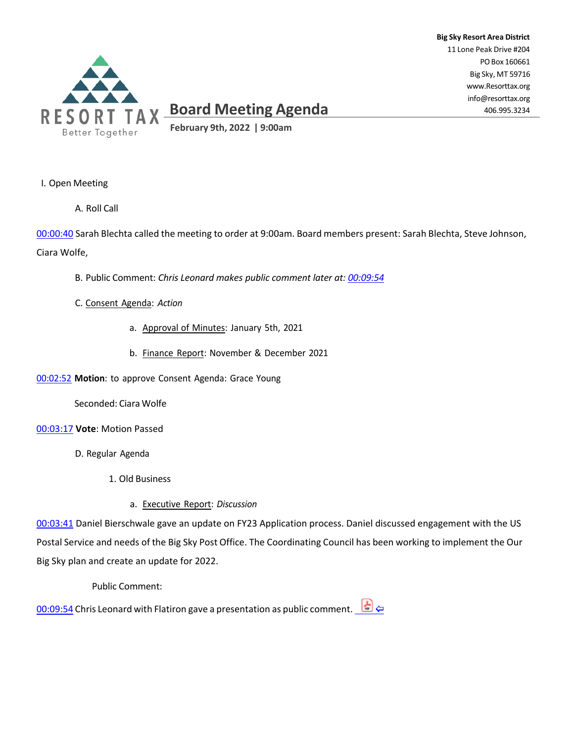**Big Sky Resort Area District**
11 Lone Peak Drive #204
PO Box 160661
Big Sky, MT 59716
www.Resorttax.org
info@resorttax.org
406.995.3234

RESORT TAX
Better Together

# Board Meeting Agenda

**February 9th, 2022 | 9:00am**

I. Open Meeting

A. Roll Call

00:00:40 Sarah Blechta called the meeting to order at 9:00am. Board members present: Sarah Blechta, Steve Johnson, Ciara Wolfe,

B. Public Comment: *Chris Leonard makes public comment later at: 00:09:54*

C. Consent Agenda: *Action*

a. Approval of Minutes: January 5th, 2021

b. Finance Report: November & December 2021

00:02:52 **Motion**: to approve Consent Agenda: Grace Young

Seconded: Ciara Wolfe

00:03:17 **Vote**: Motion Passed

D. Regular Agenda

1. Old Business

a. Executive Report: *Discussion*

00:03:41 Daniel Bierschwale gave an update on FY23 Application process. Daniel discussed engagement with the US Postal Service and needs of the Big Sky Post Office. The Coordinating Council has been working to implement the Our Big Sky plan and create an update for 2022.

Public Comment:

00:09:54 Chris Leonard with Flatiron gave a presentation as public comment.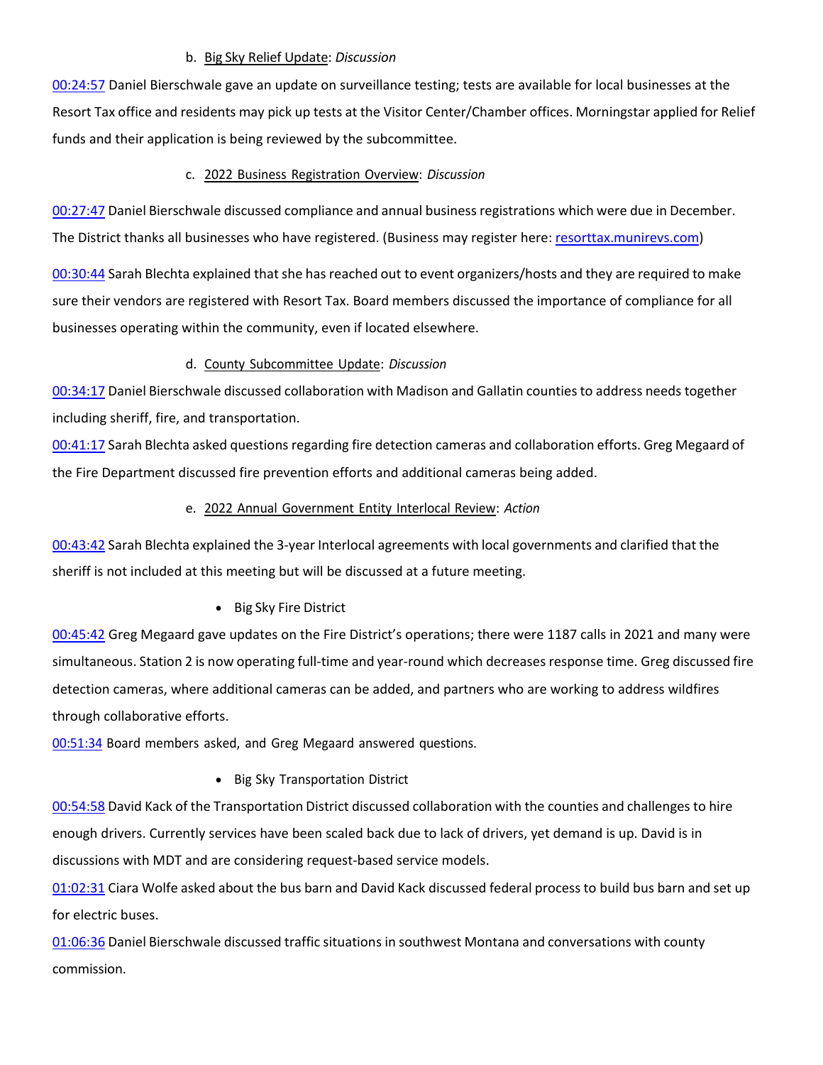b. Big Sky Relief Update: *Discussion*

00:24:57 Daniel Bierschwale gave an update on surveillance testing; tests are available for local businesses at the Resort Tax office and residents may pick up tests at the Visitor Center/Chamber offices. Morningstar applied for Relief funds and their application is being reviewed by the subcommittee.

c. 2022 Business Registration Overview: *Discussion*

00:27:47 Daniel Bierschwale discussed compliance and annual business registrations which were due in December. The District thanks all businesses who have registered. (Business may register here: resorttax.munirevs.com)

00:30:44 Sarah Blechta explained that she has reached out to event organizers/hosts and they are required to make sure their vendors are registered with Resort Tax. Board members discussed the importance of compliance for all businesses operating within the community, even if located elsewhere.

d. County Subcommittee Update: *Discussion*

00:34:17 Daniel Bierschwale discussed collaboration with Madison and Gallatin counties to address needs together including sheriff, fire, and transportation.

00:41:17 Sarah Blechta asked questions regarding fire detection cameras and collaboration efforts. Greg Megaard of the Fire Department discussed fire prevention efforts and additional cameras being added.

e. 2022 Annual Government Entity Interlocal Review: *Action*

00:43:42 Sarah Blechta explained the 3-year Interlocal agreements with local governments and clarified that the sheriff is not included at this meeting but will be discussed at a future meeting.

- Big Sky Fire District

00:45:42 Greg Megaard gave updates on the Fire District's operations; there were 1187 calls in 2021 and many were simultaneous. Station 2 is now operating full-time and year-round which decreases response time. Greg discussed fire detection cameras, where additional cameras can be added, and partners who are working to address wildfires through collaborative efforts.

00:51:34 Board members asked, and Greg Megaard answered questions.

- Big Sky Transportation District

00:54:58 David Kack of the Transportation District discussed collaboration with the counties and challenges to hire enough drivers. Currently services have been scaled back due to lack of drivers, yet demand is up. David is in discussions with MDT and are considering request-based service models.

01:02:31 Ciara Wolfe asked about the bus barn and David Kack discussed federal process to build bus barn and set up for electric buses.

01:06:36 Daniel Bierschwale discussed traffic situations in southwest Montana and conversations with county commission.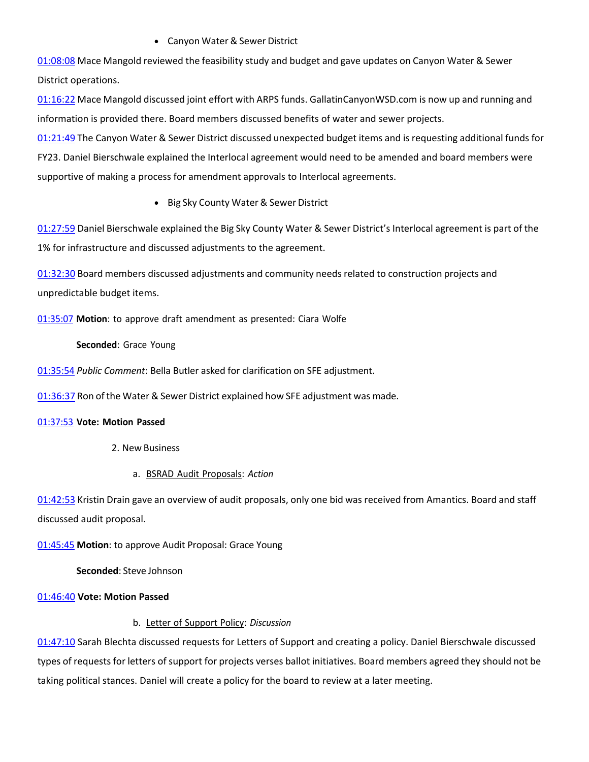- Canyon Water & Sewer District

01:08:08 Mace Mangold reviewed the feasibility study and budget and gave updates on Canyon Water & Sewer District operations.

01:16:22 Mace Mangold discussed joint effort with ARPS funds. GallatinCanyonWSD.com is now up and running and information is provided there. Board members discussed benefits of water and sewer projects.

01:21:49 The Canyon Water & Sewer District discussed unexpected budget items and is requesting additional funds for FY23. Daniel Bierschwale explained the Interlocal agreement would need to be amended and board members were supportive of making a process for amendment approvals to Interlocal agreements.

- Big Sky County Water & Sewer District

01:27:59 Daniel Bierschwale explained the Big Sky County Water & Sewer District's Interlocal agreement is part of the 1% for infrastructure and discussed adjustments to the agreement.

01:32:30 Board members discussed adjustments and community needs related to construction projects and unpredictable budget items.

01:35:07 **Motion**: to approve draft amendment as presented: Ciara Wolfe

**Seconded**: Grace Young

01:35:54 *Public Comment*: Bella Butler asked for clarification on SFE adjustment.

01:36:37 Ron of the Water & Sewer District explained how SFE adjustment was made.

01:37:53 **Vote: Motion Passed**

2. New Business

a. BSRAD Audit Proposals: *Action*

01:42:53 Kristin Drain gave an overview of audit proposals, only one bid was received from Amantics. Board and staff discussed audit proposal.

01:45:45 **Motion**: to approve Audit Proposal: Grace Young

**Seconded**: Steve Johnson

01:46:40 **Vote: Motion Passed**

b. Letter of Support Policy: *Discussion*

01:47:10 Sarah Blechta discussed requests for Letters of Support and creating a policy. Daniel Bierschwale discussed types of requests for letters of support for projects verses ballot initiatives. Board members agreed they should not be taking political stances. Daniel will create a policy for the board to review at a later meeting.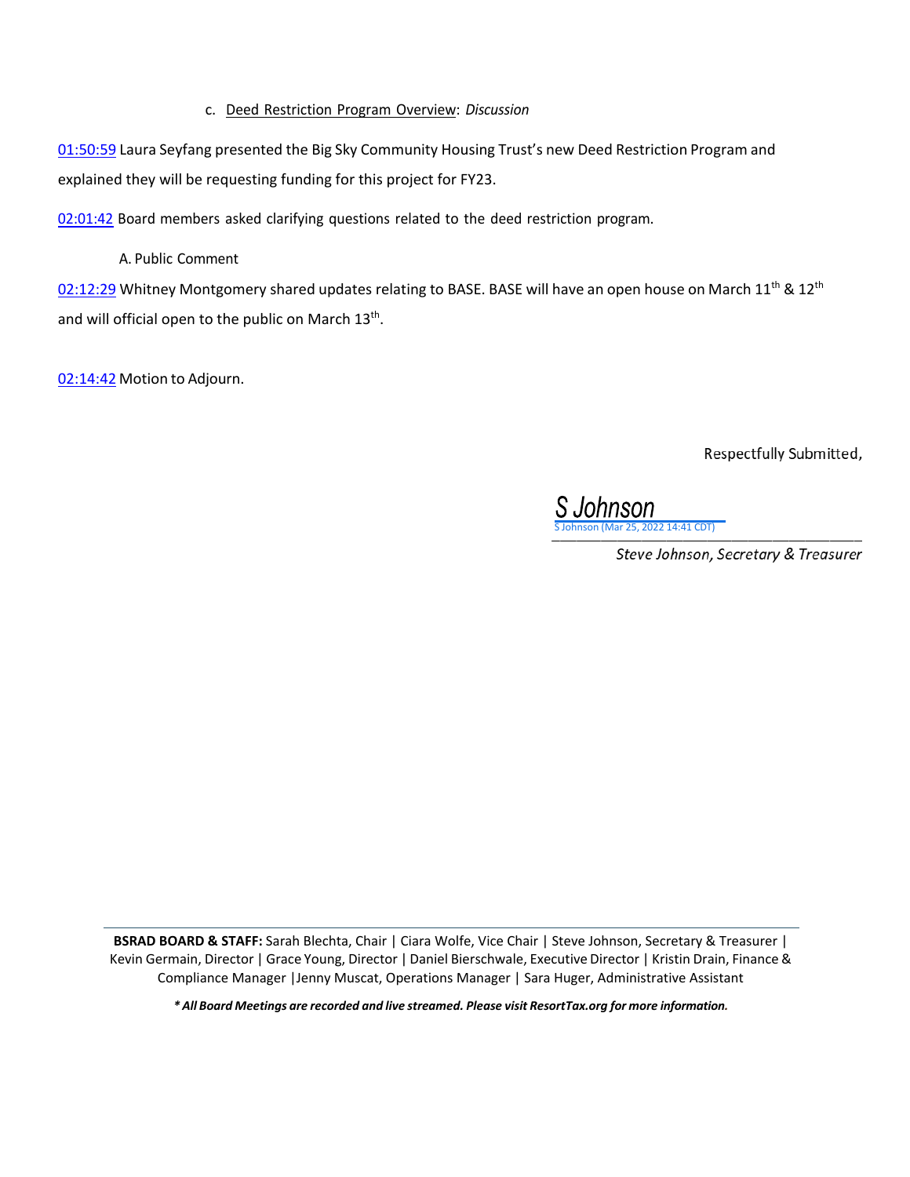c. Deed Restriction Program Overview: *Discussion*

01:50:59 Laura Seyfang presented the Big Sky Community Housing Trust's new Deed Restriction Program and explained they will be requesting funding for this project for FY23.

02:01:42 Board members asked clarifying questions related to the deed restriction program.

A. Public Comment

02:12:29 Whitney Montgomery shared updates relating to BASE. BASE will have an open house on March 11th & 12th and will official open to the public on March 13th.

02:14:42 Motion to Adjourn.

Respectfully Submitted,

S Johnson
S Johnson (Mar 25, 2022 14:41 CDT)

*Steve Johnson, Secretary & Treasurer*

**BSRAD BOARD & STAFF:** Sarah Blechta, Chair | Ciara Wolfe, Vice Chair | Steve Johnson, Secretary & Treasurer | Kevin Germain, Director | Grace Young, Director | Daniel Bierschwale, Executive Director | Kristin Drain, Finance & Compliance Manager |Jenny Muscat, Operations Manager | Sara Huger, Administrative Assistant

***\* All Board Meetings are recorded and live streamed. Please visit ResortTax.org for more information.***